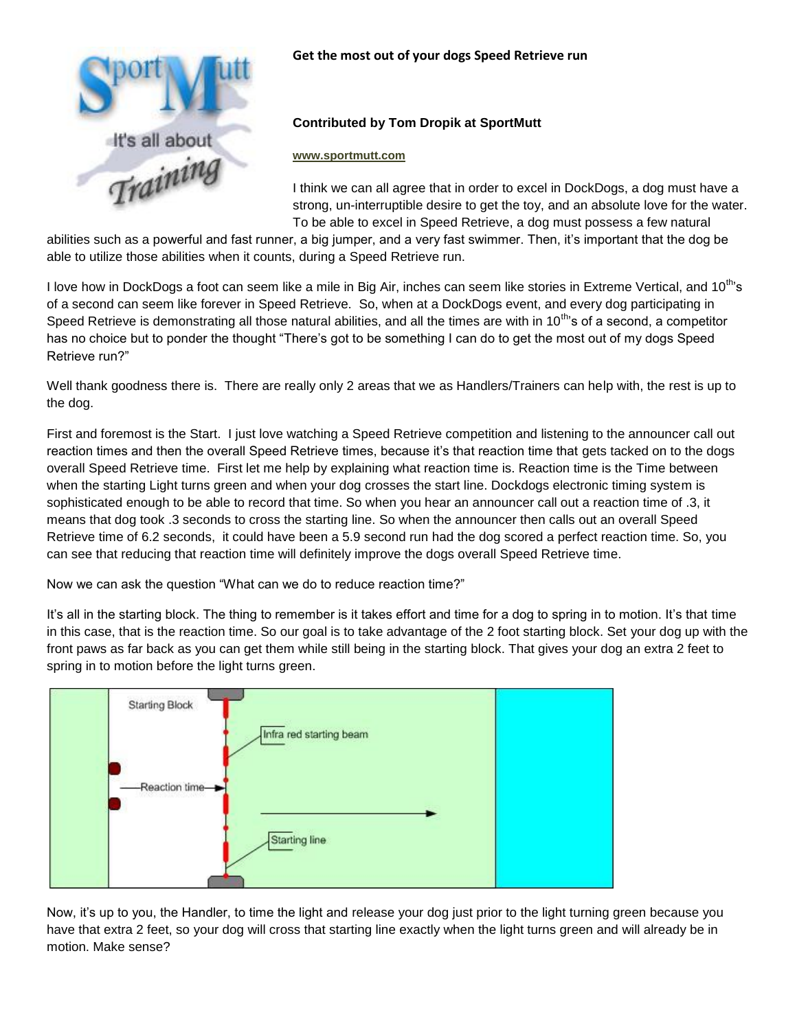**Get the most out of your dogs Speed Retrieve run**

**Contributed by Tom Dropik at SportMutt**

**www.sportmutt.com**

I think we can all agree that in order to excel in DockDogs, a dog must have a strong, un-interruptible desire to get the toy, and an absolute love for the water. To be able to excel in Speed Retrieve, a dog must possess a few natural abilities such as a powerful and fast runner, a big jumper, and a very fast swimmer. Then, it's important that the dog be able to utilize those abilities when it counts, during a Speed Retrieve run.

I love how in DockDogs a foot can seem like a mile in Big Air, inches can seem like stories in Extreme Vertical, and 10th's of a second can seem like forever in Speed Retrieve. So, when at a DockDogs event, and every dog participating in Speed Retrieve is demonstrating all those natural abilities, and all the times are with in 10th's of a second, a competitor has no choice but to ponder the thought "There's got to be something I can do to get the most out of my dogs Speed Retrieve run?"

Well thank goodness there is. There are really only 2 areas that we as Handlers/Trainers can help with, the rest is up to the dog.

First and foremost is the Start. I just love watching a Speed Retrieve competition and listening to the announcer call out reaction times and then the overall Speed Retrieve times, because it's that reaction time that gets tacked on to the dogs overall Speed Retrieve time. First let me help by explaining what reaction time is. Reaction time is the Time between when the starting Light turns green and when your dog crosses the start line. Dockdogs electronic timing system is sophisticated enough to be able to record that time. So when you hear an announcer call out a reaction time of .3, it means that dog took .3 seconds to cross the starting line. So when the announcer then calls out an overall Speed Retrieve time of 6.2 seconds, it could have been a 5.9 second run had the dog scored a perfect reaction time. So, you can see that reducing that reaction time will definitely improve the dogs overall Speed Retrieve time.

Now we can ask the question "What can we do to reduce reaction time?"

It's all in the starting block. The thing to remember is it takes effort and time for a dog to spring in to motion. It's that time in this case, that is the reaction time. So our goal is to take advantage of the 2 foot starting block. Set your dog up with the front paws as far back as you can get them while still being in the starting block. That gives your dog an extra 2 feet to spring in to motion before the light turns green.

Now, it's up to you, the Handler, to time the light and release your dog just prior to the light turning green because you have that extra 2 feet, so your dog will cross that starting line exactly when the light turns green and will already be in motion. Make sense?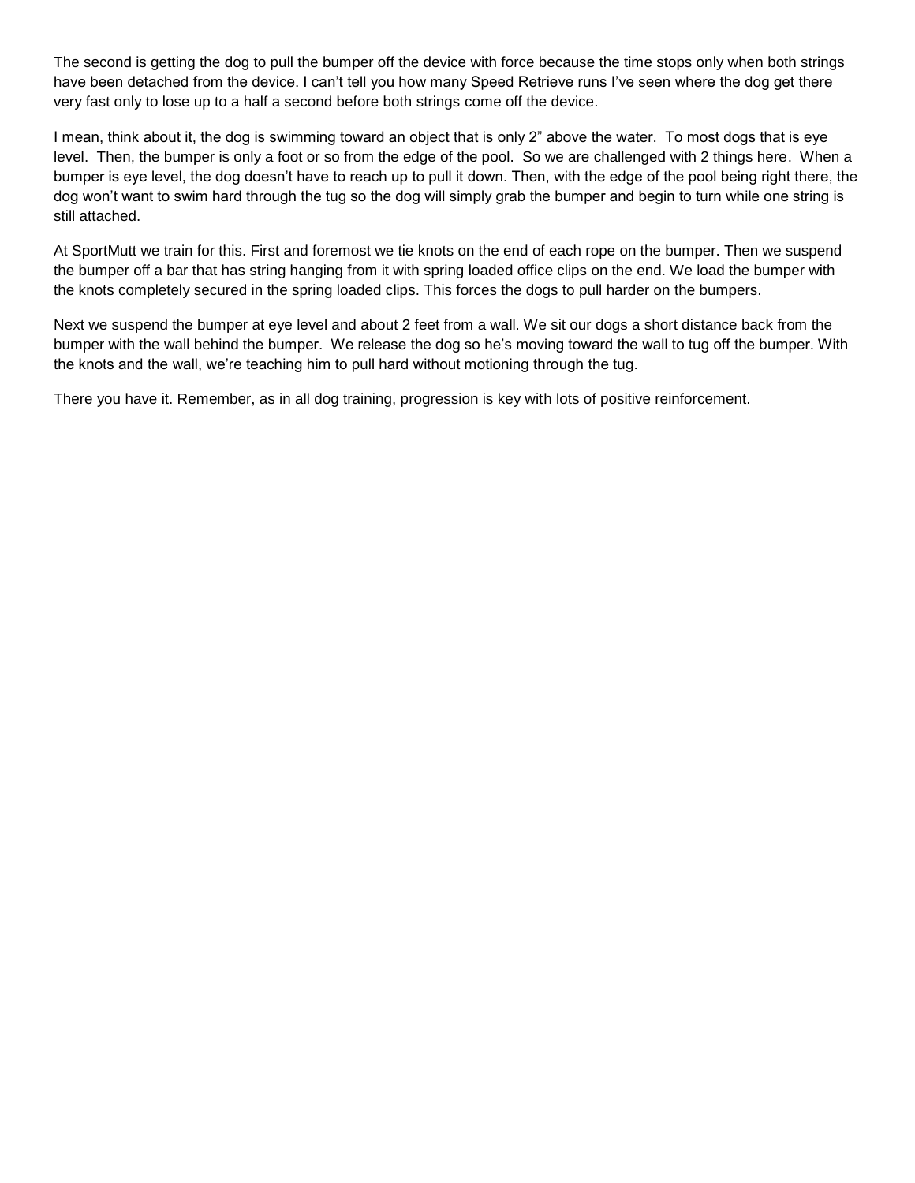The second is getting the dog to pull the bumper off the device with force because the time stops only when both strings have been detached from the device. I can't tell you how many Speed Retrieve runs I've seen where the dog get there very fast only to lose up to a half a second before both strings come off the device.

I mean, think about it, the dog is swimming toward an object that is only 2" above the water. To most dogs that is eye level. Then, the bumper is only a foot or so from the edge of the pool. So we are challenged with 2 things here. When a bumper is eye level, the dog doesn't have to reach up to pull it down. Then, with the edge of the pool being right there, the dog won't want to swim hard through the tug so the dog will simply grab the bumper and begin to turn while one string is still attached.

At SportMutt we train for this. First and foremost we tie knots on the end of each rope on the bumper. Then we suspend the bumper off a bar that has string hanging from it with spring loaded office clips on the end. We load the bumper with the knots completely secured in the spring loaded clips. This forces the dogs to pull harder on the bumpers.

Next we suspend the bumper at eye level and about 2 feet from a wall. We sit our dogs a short distance back from the bumper with the wall behind the bumper. We release the dog so he's moving toward the wall to tug off the bumper. With the knots and the wall, we're teaching him to pull hard without motioning through the tug.

There you have it. Remember, as in all dog training, progression is key with lots of positive reinforcement.